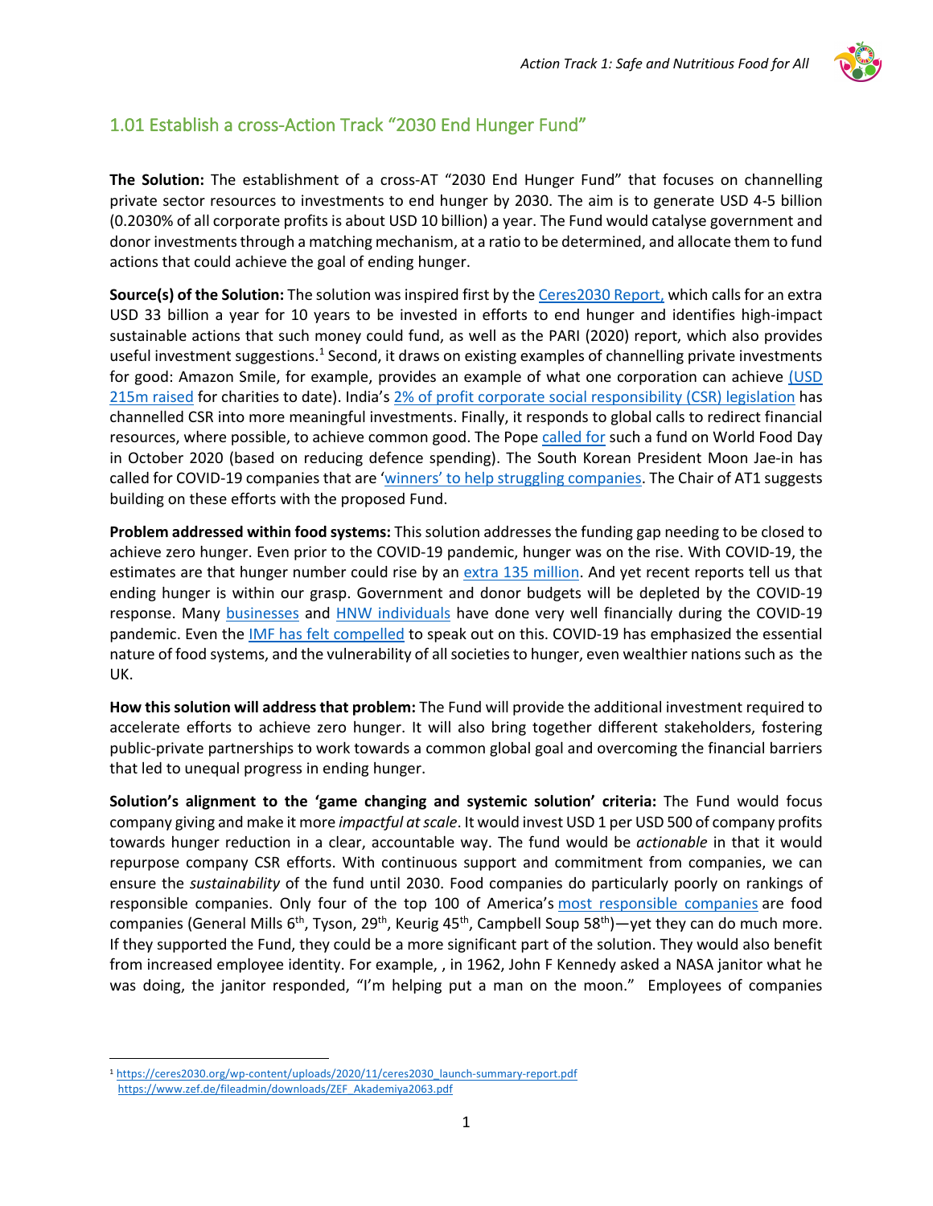## 1.01 Establish a cross-Action Track “2030 End Hunger Fund”

**The Solution:** The establishment of a cross-AT “2030 End Hunger Fund” that focuses on channelling private sector resources to investments to end hunger by 2030. The aim is to generate USD 4-5 billion (0.2030% of all corporate profits is about USD 10 billion) a year. The Fund would catalyse government and donor investments through a matching mechanism, at a ratio to be determined, and allocate them to fund actions that could achieve the goal of ending hunger.

**Source(s) of the Solution:** The solution was inspired first by the Ceres2030 Report, which calls for an extra USD 33 billion a year for 10 years to be invested in efforts to end hunger and identifies high-impact sustainable actions that such money could fund, as well as the PARI (2020) report, which also provides useful investment suggestions.[1] Second, it draws on existing examples of channelling private investments for good: Amazon Smile, for example, provides an example of what one corporation can achieve (USD 215m raised for charities to date). India’s 2% of profit corporate social responsibility (CSR) legislation has channelled CSR into more meaningful investments. Finally, it responds to global calls to redirect financial resources, where possible, to achieve common good. The Pope called for such a fund on World Food Day in October 2020 (based on reducing defence spending). The South Korean President Moon Jae-in has called for COVID-19 companies that are ‘winners’ to help struggling companies. The Chair of AT1 suggests building on these efforts with the proposed Fund.

**Problem addressed within food systems:** This solution addresses the funding gap needing to be closed to achieve zero hunger. Even prior to the COVID-19 pandemic, hunger was on the rise. With COVID-19, the estimates are that hunger number could rise by an extra 135 million. And yet recent reports tell us that ending hunger is within our grasp. Government and donor budgets will be depleted by the COVID-19 response. Many businesses and HNW individuals have done very well financially during the COVID-19 pandemic. Even the IMF has felt compelled to speak out on this. COVID-19 has emphasized the essential nature of food systems, and the vulnerability of all societies to hunger, even wealthier nations such as the UK.

**How this solution will address that problem:** The Fund will provide the additional investment required to accelerate efforts to achieve zero hunger. It will also bring together different stakeholders, fostering public-private partnerships to work towards a common global goal and overcoming the financial barriers that led to unequal progress in ending hunger.

**Solution’s alignment to the ‘game changing and systemic solution’ criteria:** The Fund would focus company giving and make it more *impactful at scale*. It would invest USD 1 per USD 500 of company profits towards hunger reduction in a clear, accountable way. The fund would be *actionable* in that it would repurpose company CSR efforts. With continuous support and commitment from companies, we can ensure the *sustainability* of the fund until 2030. Food companies do particularly poorly on rankings of responsible companies. Only four of the top 100 of America’s most responsible companies are food companies (General Mills 6th, Tyson, 29th, Keurig 45th, Campbell Soup 58th)—yet they can do much more. If they supported the Fund, they could be a more significant part of the solution. They would also benefit from increased employee identity. For example, , in 1962, John F Kennedy asked a NASA janitor what he was doing, the janitor responded, “I’m helping put a man on the moon.” Employees of companies

[1] https://ceres2030.org/wp-content/uploads/2020/11/ceres2030_launch-summary-report.pdf
https://www.zef.de/fileadmin/downloads/ZEF_Akademiya2063.pdf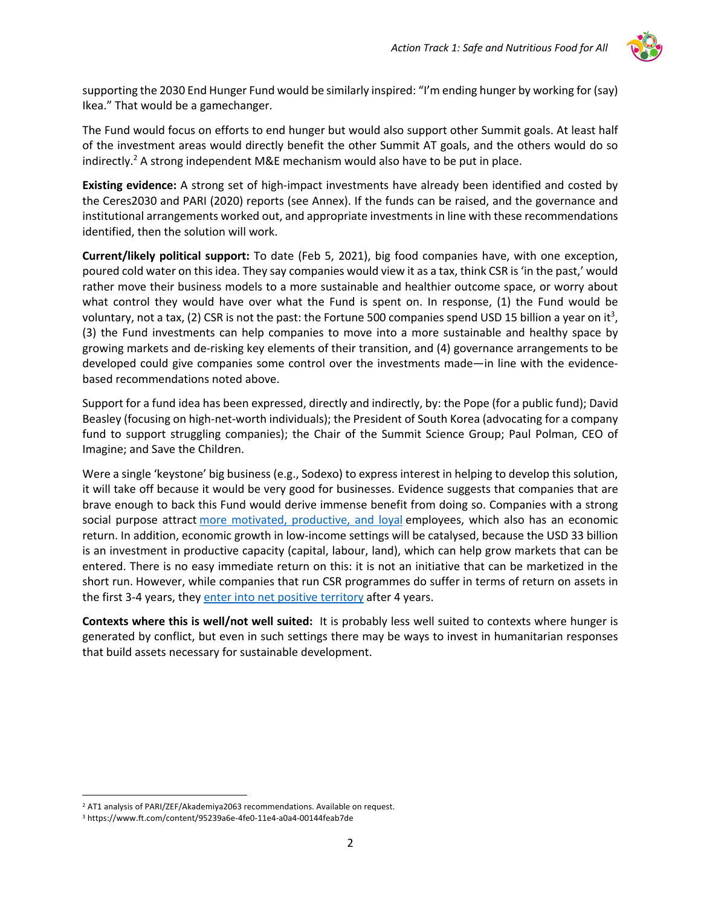supporting the 2030 End Hunger Fund would be similarly inspired: "I'm ending hunger by working for (say) Ikea." That would be a gamechanger.

The Fund would focus on efforts to end hunger but would also support other Summit goals. At least half of the investment areas would directly benefit the other Summit AT goals, and the others would do so indirectly.[2] A strong independent M&E mechanism would also have to be put in place.

**Existing evidence:** A strong set of high-impact investments have already been identified and costed by the Ceres2030 and PARI (2020) reports (see Annex). If the funds can be raised, and the governance and institutional arrangements worked out, and appropriate investments in line with these recommendations identified, then the solution will work.

**Current/likely political support:** To date (Feb 5, 2021), big food companies have, with one exception, poured cold water on this idea. They say companies would view it as a tax, think CSR is 'in the past,' would rather move their business models to a more sustainable and healthier outcome space, or worry about what control they would have over what the Fund is spent on. In response, (1) the Fund would be voluntary, not a tax, (2) CSR is not the past: the Fortune 500 companies spend USD 15 billion a year on it[3], (3) the Fund investments can help companies to move into a more sustainable and healthy space by growing markets and de-risking key elements of their transition, and (4) governance arrangements to be developed could give companies some control over the investments made—in line with the evidence-based recommendations noted above.

Support for a fund idea has been expressed, directly and indirectly, by: the Pope (for a public fund); David Beasley (focusing on high-net-worth individuals); the President of South Korea (advocating for a company fund to support struggling companies); the Chair of the Summit Science Group; Paul Polman, CEO of Imagine; and Save the Children.

Were a single 'keystone' big business (e.g., Sodexo) to express interest in helping to develop this solution, it will take off because it would be very good for businesses. Evidence suggests that companies that are brave enough to back this Fund would derive immense benefit from doing so. Companies with a strong social purpose attract more motivated, productive, and loyal employees, which also has an economic return. In addition, economic growth in low-income settings will be catalysed, because the USD 33 billion is an investment in productive capacity (capital, labour, land), which can help grow markets that can be entered. There is no easy immediate return on this: it is not an initiative that can be marketized in the short run. However, while companies that run CSR programmes do suffer in terms of return on assets in the first 3-4 years, they enter into net positive territory after 4 years.

**Contexts where this is well/not well suited:** It is probably less well suited to contexts where hunger is generated by conflict, but even in such settings there may be ways to invest in humanitarian responses that build assets necessary for sustainable development.

[2] AT1 analysis of PARI/ZEF/Akademiya2063 recommendations. Available on request.

[3] https://www.ft.com/content/95239a6e-4fe0-11e4-a0a4-00144feab7de